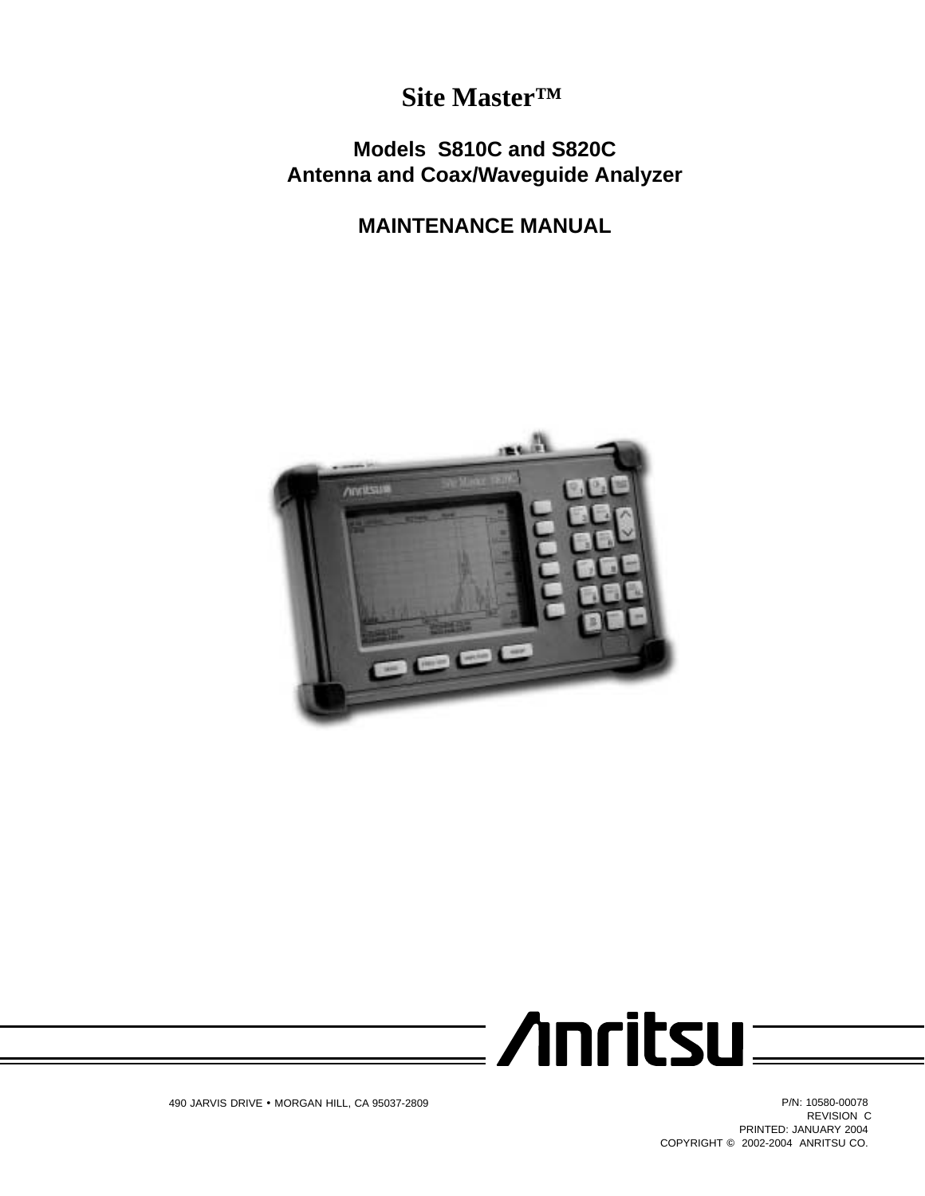# Site Master™

## Models S810C and S820C
## Antenna and Coax/Waveguide Analyzer

## MAINTENANCE MANUAL

Anritsu

490 JARVIS DRIVE • MORGAN HILL, CA 95037-2809

P/N: 10580-00078
REVISION C
PRINTED: JANUARY 2004
COPYRIGHT © 2002-2004 ANRITSU CO.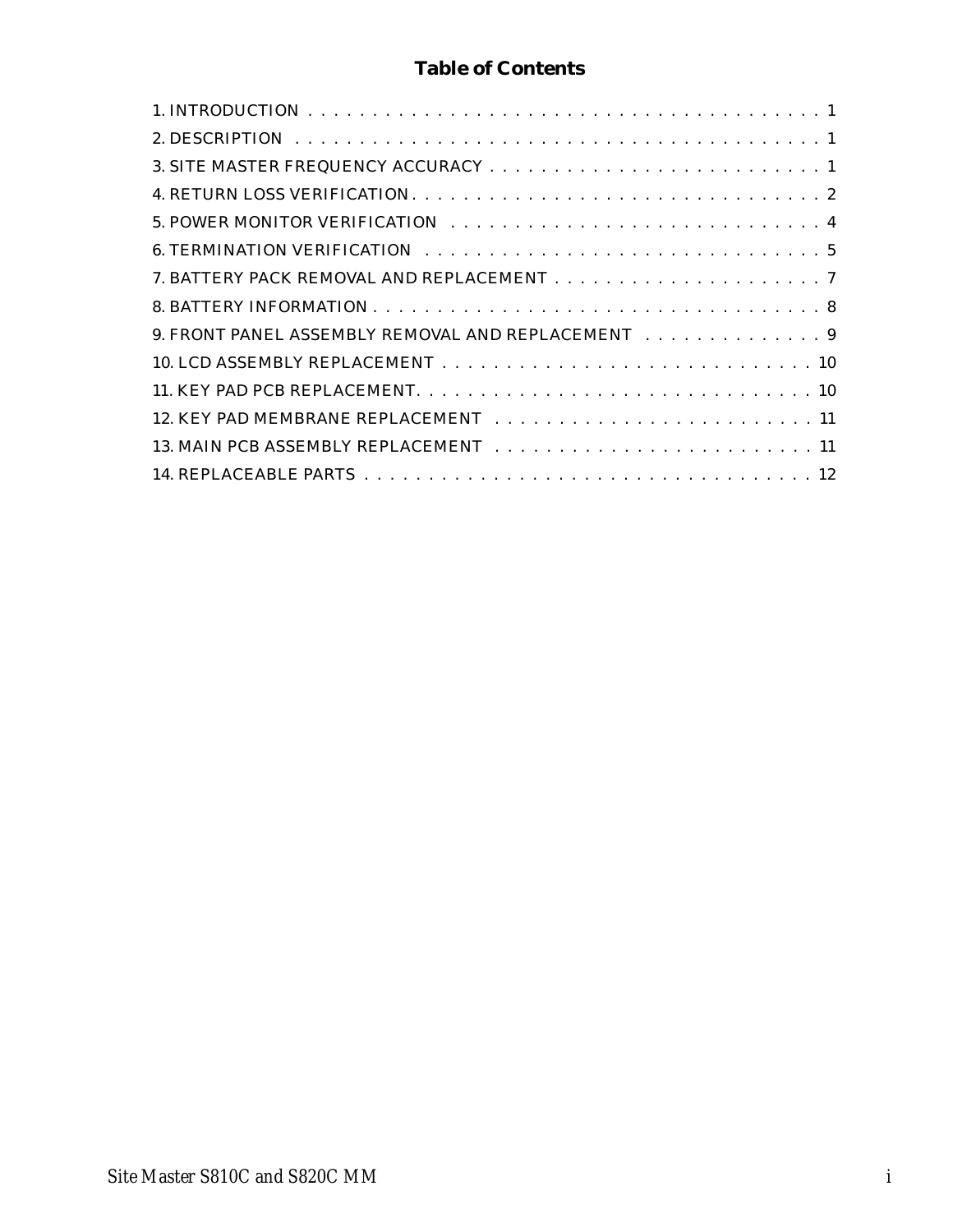## Table of Contents

1. INTRODUCTION . . . . . . . . . . . . . . . . . . . . . . . . . . . . . . . . . . . . . . . . 1
2. DESCRIPTION . . . . . . . . . . . . . . . . . . . . . . . . . . . . . . . . . . . . . . . . . 1
3. SITE MASTER FREQUENCY ACCURACY . . . . . . . . . . . . . . . . . . . . . . . . . . 1
4. RETURN LOSS VERIFICATION . . . . . . . . . . . . . . . . . . . . . . . . . . . . . . . . 2
5. POWER MONITOR VERIFICATION . . . . . . . . . . . . . . . . . . . . . . . . . . . . . 4
6. TERMINATION VERIFICATION . . . . . . . . . . . . . . . . . . . . . . . . . . . . . . . . 5
7. BATTERY PACK REMOVAL AND REPLACEMENT . . . . . . . . . . . . . . . . . . . . . 7
8. BATTERY INFORMATION . . . . . . . . . . . . . . . . . . . . . . . . . . . . . . . . . . . 8
9. FRONT PANEL ASSEMBLY REMOVAL AND REPLACEMENT . . . . . . . . . . . . . . 9
10. LCD ASSEMBLY REPLACEMENT . . . . . . . . . . . . . . . . . . . . . . . . . . . . . 10
11. KEY PAD PCB REPLACEMENT. . . . . . . . . . . . . . . . . . . . . . . . . . . . . . . 10
12. KEY PAD MEMBRANE REPLACEMENT . . . . . . . . . . . . . . . . . . . . . . . . . 11
13. MAIN PCB ASSEMBLY REPLACEMENT . . . . . . . . . . . . . . . . . . . . . . . . . 11
14. REPLACEABLE PARTS . . . . . . . . . . . . . . . . . . . . . . . . . . . . . . . . . . . 12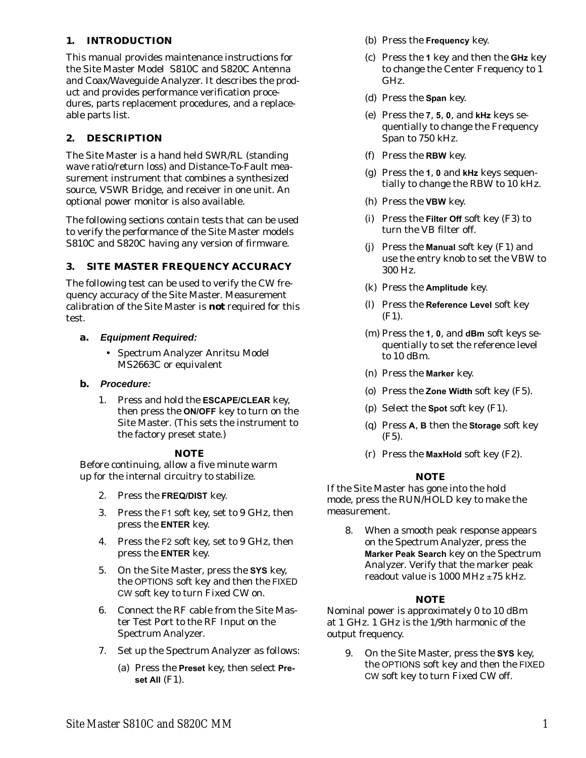## 1. INTRODUCTION

This manual provides maintenance instructions for the Site Master Model S810C and S820C Antenna and Coax/Waveguide Analyzer. It describes the product and provides performance verification procedures, parts replacement procedures, and a replaceable parts list.

## 2. DESCRIPTION

The Site Master is a hand held SWR/RL (standing wave ratio/return loss) and Distance-To-Fault measurement instrument that combines a synthesized source, VSWR Bridge, and receiver in one unit. An optional power monitor is also available.

The following sections contain tests that can be used to verify the performance of the Site Master models S810C and S820C having any version of firmware.

## 3. SITE MASTER FREQUENCY ACCURACY

The following test can be used to verify the CW frequency accuracy of the Site Master. Measurement calibration of the Site Master is **not** required for this test.

### a. *Equipment Required:*

- Spectrum Analyzer Anritsu Model MS2663C or equivalent

### b. *Procedure:*

1. Press and hold the **ESCAPE/CLEAR** key, then press the **ON/OFF** key to turn on the Site Master. (This sets the instrument to the factory preset state.)

**NOTE**

Before continuing, allow a five minute warm up for the internal circuitry to stabilize.

2. Press the **FREQ/DIST** key.
3. Press the F1 soft key, set to 9 GHz, then press the **ENTER** key.
4. Press the F2 soft key, set to 9 GHz, then press the **ENTER** key.
5. On the Site Master, press the **SYS** key, the OPTIONS soft key and then the FIXED CW soft key to turn Fixed CW on.
6. Connect the RF cable from the Site Master Test Port to the RF Input on the Spectrum Analyzer.
7. Set up the Spectrum Analyzer as follows:
   (a) Press the **Preset** key, then select **Preset All** (F1).
   (b) Press the **Frequency** key.
   (c) Press the **1** key and then the **GHz** key to change the Center Frequency to 1 GHz.
   (d) Press the **Span** key.
   (e) Press the **7**, **5**, **0**, and **kHz** keys sequentially to change the Frequency Span to 750 kHz.
   (f) Press the **RBW** key.
   (g) Press the **1**, **0** and **kHz** keys sequentially to change the RBW to 10 kHz.
   (h) Press the **VBW** key.
   (i) Press the **Filter Off** soft key (F3) to turn the VB filter off.
   (j) Press the **Manual** soft key (F1) and use the entry knob to set the VBW to 300 Hz.
   (k) Press the **Amplitude** key.
   (l) Press the **Reference Level** soft key (F1).
   (m) Press the **1**, **0**, and **dBm** soft keys sequentially to set the reference level to 10 dBm.
   (n) Press the **Marker** key.
   (o) Press the **Zone Width** soft key (F5).
   (p) Select the **Spot** soft key (F1).
   (q) Press **A**, **B** then the **Storage** soft key (F5).
   (r) Press the **MaxHold** soft key (F2).

**NOTE**

If the Site Master has gone into the hold mode, press the RUN/HOLD key to make the measurement.

8. When a smooth peak response appears on the Spectrum Analyzer, press the **Marker Peak Search** key on the Spectrum Analyzer. Verify that the marker peak readout value is 1000 MHz ±75 kHz.

**NOTE**

Nominal power is approximately 0 to 10 dBm at 1 GHz. 1 GHz is the 1/9th harmonic of the output frequency.

9. On the Site Master, press the **SYS** key, the OPTIONS soft key and then the FIXED CW soft key to turn Fixed CW off.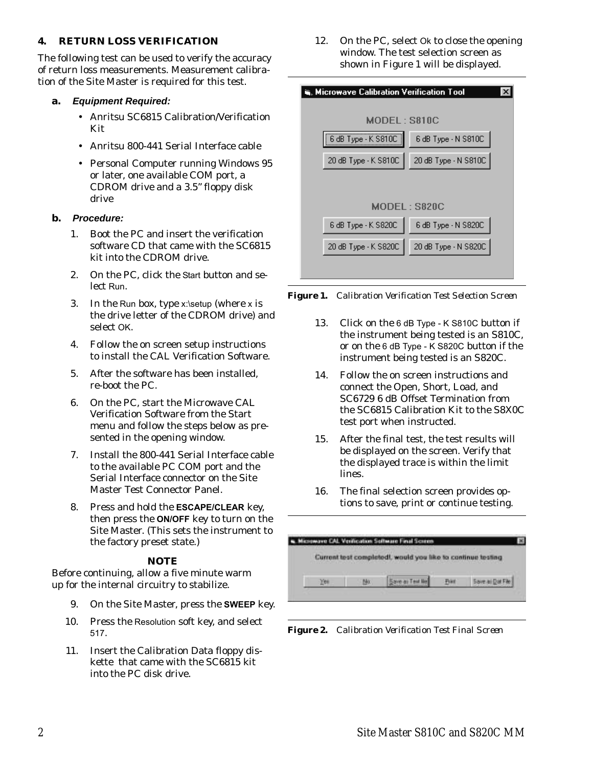## 4. RETURN LOSS VERIFICATION

The following test can be used to verify the accuracy of return loss measurements. Measurement calibration of the Site Master is required for this test.

### a. *Equipment Required:*

- Anritsu SC6815 Calibration/Verification Kit
- Anritsu 800-441 Serial Interface cable
- Personal Computer running Windows 95 or later, one available COM port, a CDROM drive and a 3.5" floppy disk drive

### b. *Procedure:*

1. Boot the PC and insert the verification software CD that came with the SC6815 kit into the CDROM drive.
2. On the PC, click the Start button and select Run.
3. In the Run box, type x:\setup (where x is the drive letter of the CDROM drive) and select OK.
4. Follow the on screen setup instructions to install the CAL Verification Software.
5. After the software has been installed, re-boot the PC.
6. On the PC, start the Microwave CAL Verification Software from the Start menu and follow the steps below as presented in the opening window.
7. Install the 800-441 Serial Interface cable to the available PC COM port and the Serial Interface connector on the Site Master Test Connector Panel.
8. Press and hold the **ESCAPE/CLEAR** key, then press the **ON/OFF** key to turn on the Site Master. (This sets the instrument to the factory preset state.)

**NOTE**

Before continuing, allow a five minute warm up for the internal circuitry to stabilize.

9. On the Site Master, press the **SWEEP** key.
10. Press the Resolution soft key, and select 517.
11. Insert the Calibration Data floppy diskette that came with the SC6815 kit into the PC disk drive.
12. On the PC, select Ok to close the opening window. The test selection screen as shown in Figure 1 will be displayed.

Microwave Calibration Verification Tool

MODEL : S810C

6 dB Type - K S810C | 6 dB Type - N S810C
20 dB Type - K S810C | 20 dB Type - N S810C

MODEL : S820C

6 dB Type - K S820C | 6 dB Type - N S820C
20 dB Type - K S820C | 20 dB Type - N S820C

**Figure 1.** *Calibration Verification Test Selection Screen*

13. Click on the 6 dB Type - K S810C button if the instrument being tested is an S810C, or on the 6 dB Type - K S820C button if the instrument being tested is an S820C.
14. Follow the on screen instructions and connect the Open, Short, Load, and SC6729 6 dB Offset Termination from the SC6815 Calibration Kit to the S8X0C test port when instructed.
15. After the final test, the test results will be displayed on the screen. Verify that the displayed trace is within the limit lines.
16. The final selection screen provides options to save, print or continue testing.

Microwave CAL Verification Software Final Screen

Current test completed!, would you like to continue testing

Yes | No | Save as Text file | Print | Save as Dat File

**Figure 2.** *Calibration Verification Test Final Screen*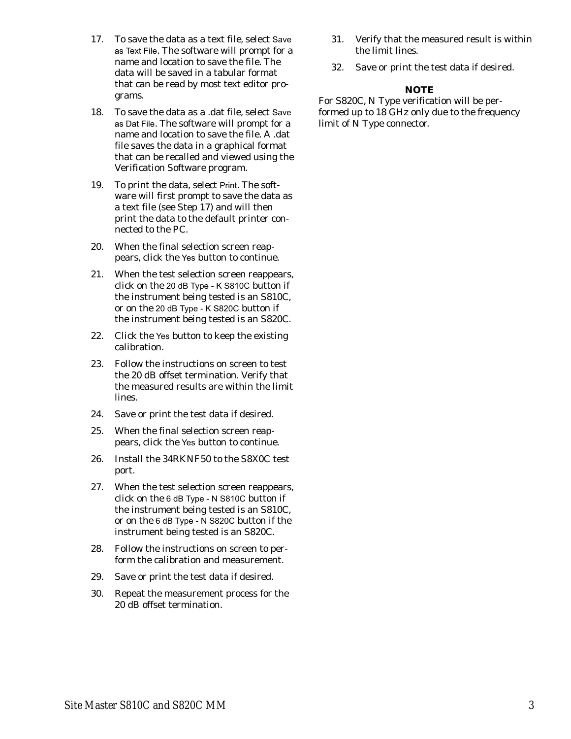17. To save the data as a text file, select Save as Text File. The software will prompt for a name and location to save the file. The data will be saved in a tabular format that can be read by most text editor programs.

18. To save the data as a .dat file, select Save as Dat File. The software will prompt for a name and location to save the file. A .dat file saves the data in a graphical format that can be recalled and viewed using the Verification Software program.

19. To print the data, select Print. The software will first prompt to save the data as a text file (see Step 17) and will then print the data to the default printer connected to the PC.

20. When the final selection screen reappears, click the Yes button to continue.

21. When the test selection screen reappears, click on the 20 dB Type - K S810C button if the instrument being tested is an S810C, or on the 20 dB Type - K S820C button if the instrument being tested is an S820C.

22. Click the Yes button to keep the existing calibration.

23. Follow the instructions on screen to test the 20 dB offset termination. Verify that the measured results are within the limit lines.

24. Save or print the test data if desired.

25. When the final selection screen reappears, click the Yes button to continue.

26. Install the 34RKNF50 to the S8X0C test port.

27. When the test selection screen reappears, click on the 6 dB Type - N S810C button if the instrument being tested is an S810C, or on the 6 dB Type - N S820C button if the instrument being tested is an S820C.

28. Follow the instructions on screen to perform the calibration and measurement.

29. Save or print the test data if desired.

30. Repeat the measurement process for the 20 dB offset termination.

31. Verify that the measured result is within the limit lines.

32. Save or print the test data if desired.

**NOTE**

For S820C, N Type verification will be performed up to 18 GHz only due to the frequency limit of N Type connector.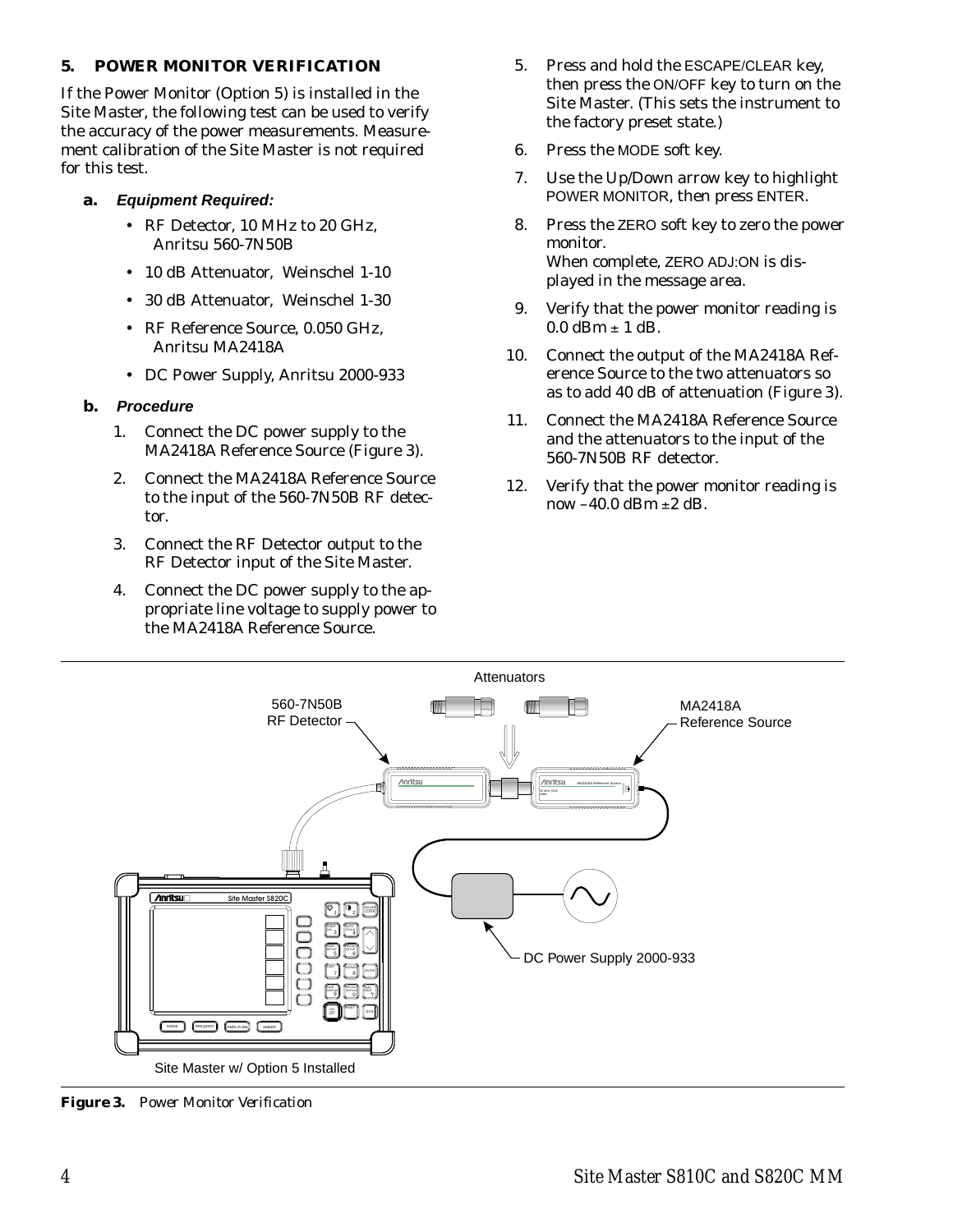## 5. POWER MONITOR VERIFICATION

If the Power Monitor (Option 5) is installed in the Site Master, the following test can be used to verify the accuracy of the power measurements. Measurement calibration of the Site Master is not required for this test.

### a. *Equipment Required:*

- RF Detector, 10 MHz to 20 GHz, Anritsu 560-7N50B
- 10 dB Attenuator, Weinschel 1-10
- 30 dB Attenuator, Weinschel 1-30
- RF Reference Source, 0.050 GHz, Anritsu MA2418A
- DC Power Supply, Anritsu 2000-933

### b. *Procedure*

1. Connect the DC power supply to the MA2418A Reference Source (Figure 3).
2. Connect the MA2418A Reference Source to the input of the 560-7N50B RF detector.
3. Connect the RF Detector output to the RF Detector input of the Site Master.
4. Connect the DC power supply to the appropriate line voltage to supply power to the MA2418A Reference Source.
5. Press and hold the ESCAPE/CLEAR key, then press the ON/OFF key to turn on the Site Master. (This sets the instrument to the factory preset state.)
6. Press the MODE soft key.
7. Use the Up/Down arrow key to highlight POWER MONITOR, then press ENTER.
8. Press the ZERO soft key to zero the power monitor.
   When complete, ZERO ADJ:ON is displayed in the message area.
9. Verify that the power monitor reading is 0.0 dBm ± 1 dB.
10. Connect the output of the MA2418A Reference Source to the two attenuators so as to add 40 dB of attenuation (Figure 3).
11. Connect the MA2418A Reference Source and the attenuators to the input of the 560-7N50B RF detector.
12. Verify that the power monitor reading is now –40.0 dBm ±2 dB.

**Figure 3.** *Power Monitor Verification*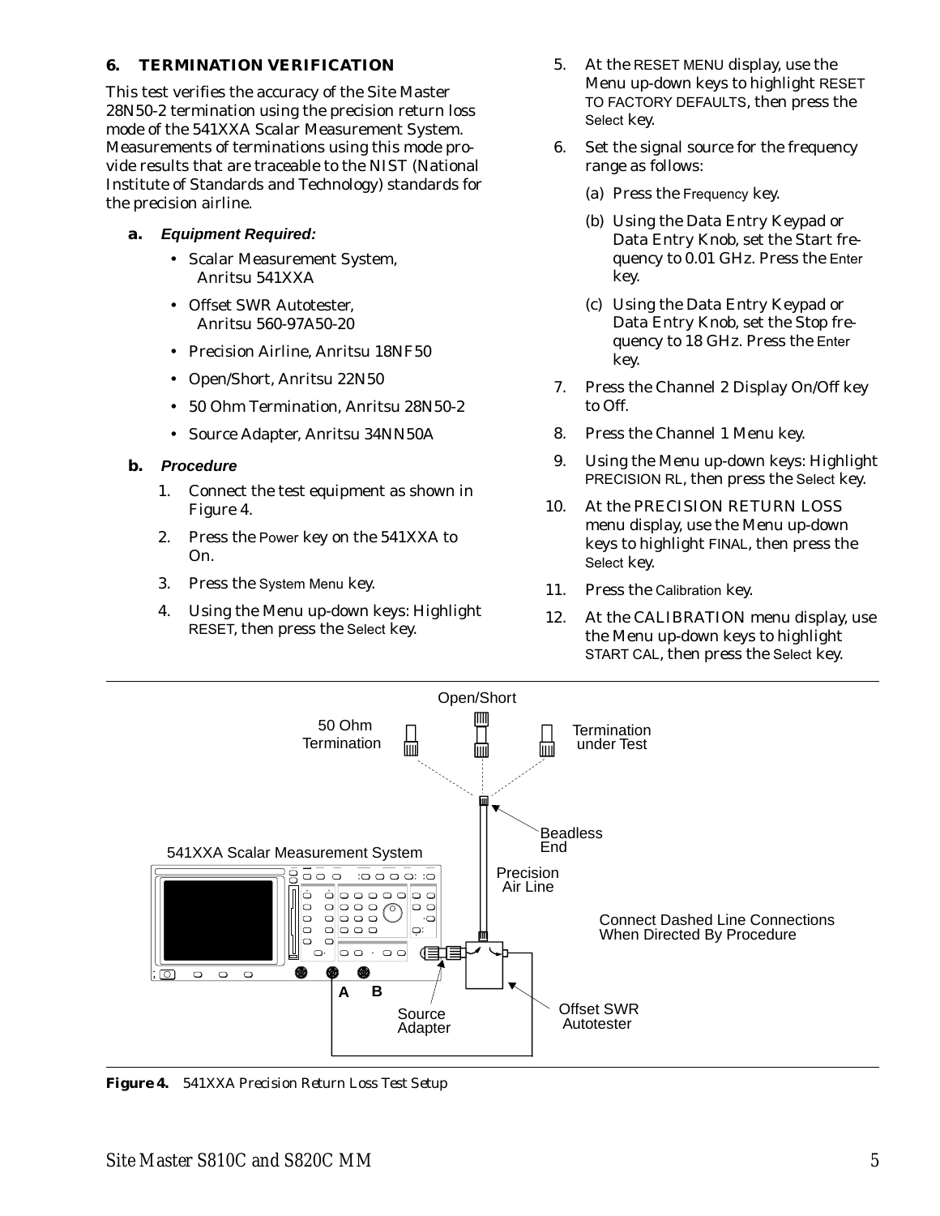## 6. TERMINATION VERIFICATION

This test verifies the accuracy of the Site Master 28N50-2 termination using the precision return loss mode of the 541XXA Scalar Measurement System. Measurements of terminations using this mode provide results that are traceable to the NIST (National Institute of Standards and Technology) standards for the precision airline.

### a. *Equipment Required:*

- Scalar Measurement System, Anritsu 541XXA
- Offset SWR Autotester, Anritsu 560-97A50-20
- Precision Airline, Anritsu 18NF50
- Open/Short, Anritsu 22N50
- 50 Ohm Termination, Anritsu 28N50-2
- Source Adapter, Anritsu 34NN50A

### b. *Procedure*

1. Connect the test equipment as shown in Figure 4.
2. Press the Power key on the 541XXA to On.
3. Press the System Menu key.
4. Using the Menu up-down keys: Highlight RESET, then press the Select key.
5. At the RESET MENU display, use the Menu up-down keys to highlight RESET TO FACTORY DEFAULTS, then press the Select key.
6. Set the signal source for the frequency range as follows:
   (a) Press the Frequency key.
   (b) Using the Data Entry Keypad or Data Entry Knob, set the Start frequency to 0.01 GHz. Press the Enter key.
   (c) Using the Data Entry Keypad or Data Entry Knob, set the Stop frequency to 18 GHz. Press the Enter key.
7. Press the Channel 2 Display On/Off key to Off.
8. Press the Channel 1 Menu key.
9. Using the Menu up-down keys: Highlight PRECISION RL, then press the Select key.
10. At the PRECISION RETURN LOSS menu display, use the Menu up-down keys to highlight FINAL, then press the Select key.
11. Press the Calibration key.
12. At the CALIBRATION menu display, use the Menu up-down keys to highlight START CAL, then press the Select key.

**Figure 4.** *541XXA Precision Return Loss Test Setup*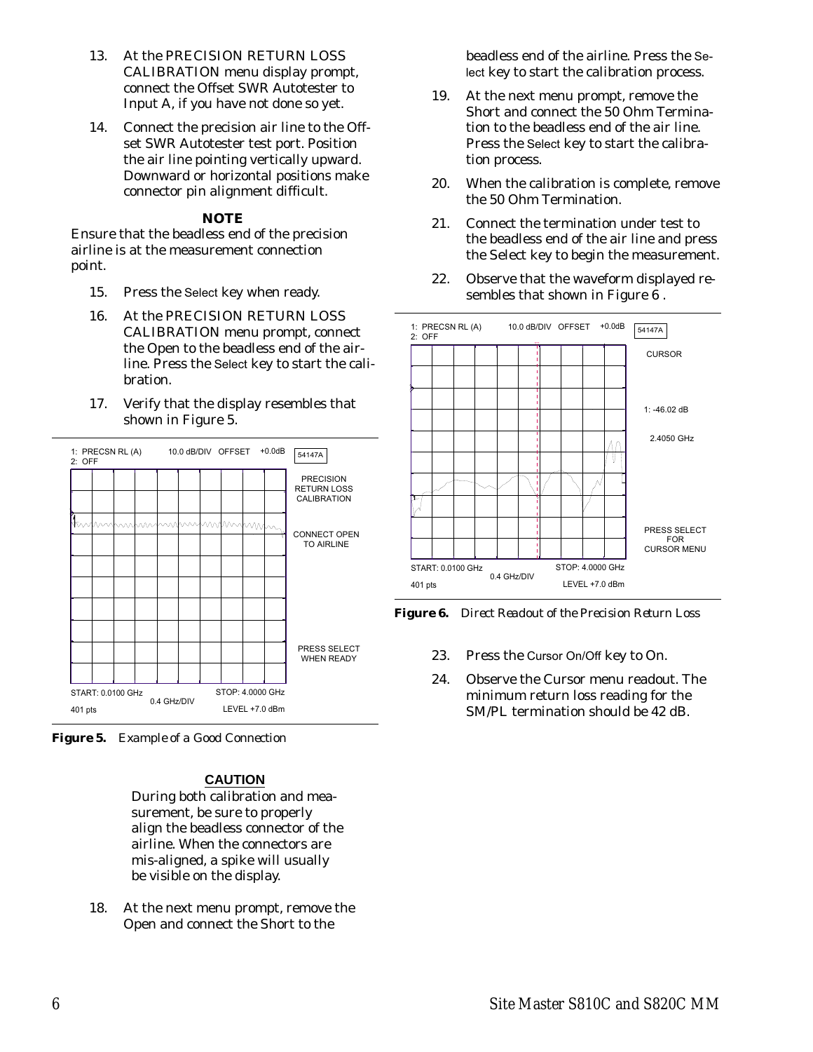13. At the PRECISION RETURN LOSS CALIBRATION menu display prompt, connect the Offset SWR Autotester to Input A, if you have not done so yet.

14. Connect the precision air line to the Offset SWR Autotester test port. Position the air line pointing vertically upward. Downward or horizontal positions make connector pin alignment difficult.

**NOTE**

Ensure that the beadless end of the precision airline is at the measurement connection point.

15. Press the Select key when ready.

16. At the PRECISION RETURN LOSS CALIBRATION menu prompt, connect the Open to the beadless end of the airline. Press the Select key to start the calibration.

17. Verify that the display resembles that shown in Figure 5.

**Figure 5.** *Example of a Good Connection*

**CAUTION**

During both calibration and measurement, be sure to properly align the beadless connector of the airline. When the connectors are mis-aligned, a spike will usually be visible on the display.

18. At the next menu prompt, remove the Open and connect the Short to the beadless end of the airline. Press the Select key to start the calibration process.

19. At the next menu prompt, remove the Short and connect the 50 Ohm Termination to the beadless end of the air line. Press the Select key to start the calibration process.

20. When the calibration is complete, remove the 50 Ohm Termination.

21. Connect the termination under test to the beadless end of the air line and press the Select key to begin the measurement.

22. Observe that the waveform displayed resembles that shown in Figure 6 .

**Figure 6.** *Direct Readout of the Precision Return Loss*

23. Press the Cursor On/Off key to On.

24. Observe the Cursor menu readout. The minimum return loss reading for the SM/PL termination should be 42 dB.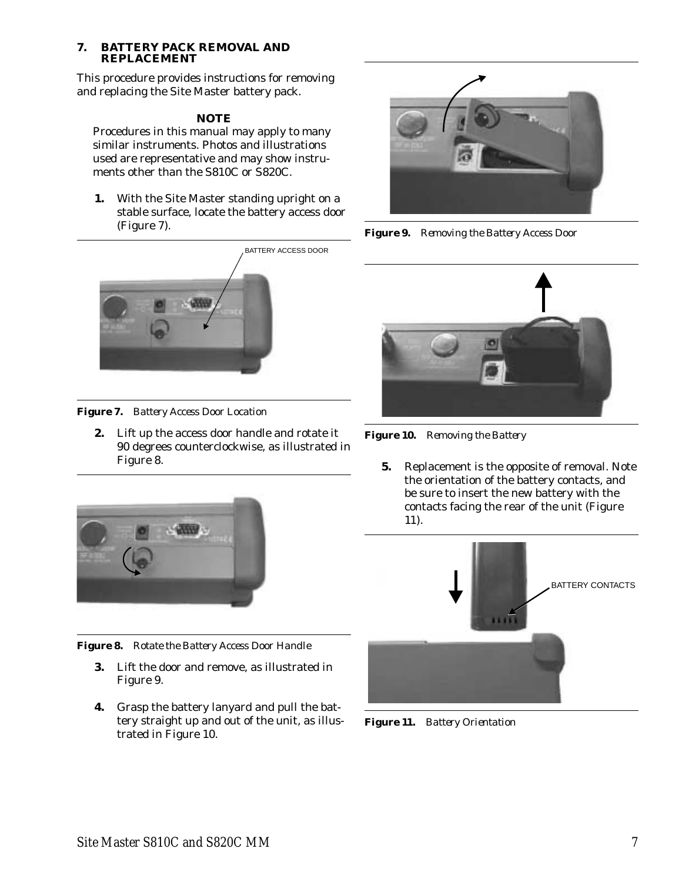## 7. BATTERY PACK REMOVAL AND REPLACEMENT

This procedure provides instructions for removing and replacing the Site Master battery pack.

**NOTE**

Procedures in this manual may apply to many similar instruments. Photos and illustrations used are representative and may show instruments other than the S810C or S820C.

1. With the Site Master standing upright on a stable surface, locate the battery access door (Figure 7).

BATTERY ACCESS DOOR

**Figure 7.** *Battery Access Door Location*

2. Lift up the access door handle and rotate it 90 degrees counterclockwise, as illustrated in Figure 8.

**Figure 8.** *Rotate the Battery Access Door Handle*

3. Lift the door and remove, as illustrated in Figure 9.

4. Grasp the battery lanyard and pull the battery straight up and out of the unit, as illustrated in Figure 10.

**Figure 9.** *Removing the Battery Access Door*

**Figure 10.** *Removing the Battery*

5. Replacement is the opposite of removal. Note the orientation of the battery contacts, and be sure to insert the new battery with the contacts facing the rear of the unit (Figure 11).

BATTERY CONTACTS

**Figure 11.** *Battery Orientation*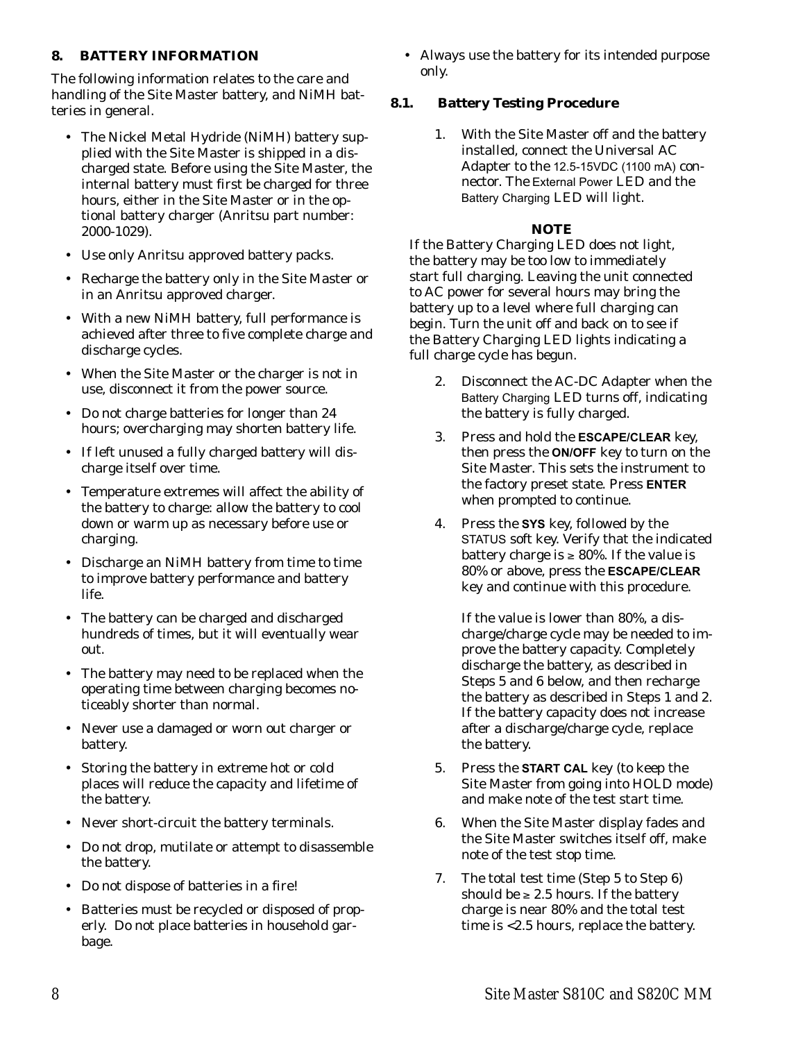## 8. BATTERY INFORMATION

The following information relates to the care and handling of the Site Master battery, and NiMH batteries in general.

- The Nickel Metal Hydride (NiMH) battery supplied with the Site Master is shipped in a discharged state. Before using the Site Master, the internal battery must first be charged for three hours, either in the Site Master or in the optional battery charger (Anritsu part number: 2000-1029).
- Use only Anritsu approved battery packs.
- Recharge the battery only in the Site Master or in an Anritsu approved charger.
- With a new NiMH battery, full performance is achieved after three to five complete charge and discharge cycles.
- When the Site Master or the charger is not in use, disconnect it from the power source.
- Do not charge batteries for longer than 24 hours; overcharging may shorten battery life.
- If left unused a fully charged battery will discharge itself over time.
- Temperature extremes will affect the ability of the battery to charge: allow the battery to cool down or warm up as necessary before use or charging.
- Discharge an NiMH battery from time to time to improve battery performance and battery life.
- The battery can be charged and discharged hundreds of times, but it will eventually wear out.
- The battery may need to be replaced when the operating time between charging becomes noticeably shorter than normal.
- Never use a damaged or worn out charger or battery.
- Storing the battery in extreme hot or cold places will reduce the capacity and lifetime of the battery.
- Never short-circuit the battery terminals.
- Do not drop, mutilate or attempt to disassemble the battery.
- Do not dispose of batteries in a fire!
- Batteries must be recycled or disposed of properly. Do not place batteries in household garbage.
- Always use the battery for its intended purpose only.

### 8.1. Battery Testing Procedure

1. With the Site Master off and the battery installed, connect the Universal AC Adapter to the 12.5-15VDC (1100 mA) connector. The External Power LED and the Battery Charging LED will light.

**NOTE**

If the Battery Charging LED does not light, the battery may be too low to immediately start full charging. Leaving the unit connected to AC power for several hours may bring the battery up to a level where full charging can begin. Turn the unit off and back on to see if the Battery Charging LED lights indicating a full charge cycle has begun.

2. Disconnect the AC-DC Adapter when the Battery Charging LED turns off, indicating the battery is fully charged.
3. Press and hold the **ESCAPE/CLEAR** key, then press the **ON/OFF** key to turn on the Site Master. This sets the instrument to the factory preset state. Press **ENTER** when prompted to continue.
4. Press the **SYS** key, followed by the STATUS soft key. Verify that the indicated battery charge is ≥ 80%. If the value is 80% or above, press the **ESCAPE/CLEAR** key and continue with this procedure.

   If the value is lower than 80%, a discharge/charge cycle may be needed to improve the battery capacity. Completely discharge the battery, as described in Steps 5 and 6 below, and then recharge the battery as described in Steps 1 and 2. If the battery capacity does not increase after a discharge/charge cycle, replace the battery.
5. Press the **START CAL** key (to keep the Site Master from going into HOLD mode) and make note of the test start time.
6. When the Site Master display fades and the Site Master switches itself off, make note of the test stop time.
7. The total test time (Step 5 to Step 6) should be ≥ 2.5 hours. If the battery charge is near 80% and the total test time is <2.5 hours, replace the battery.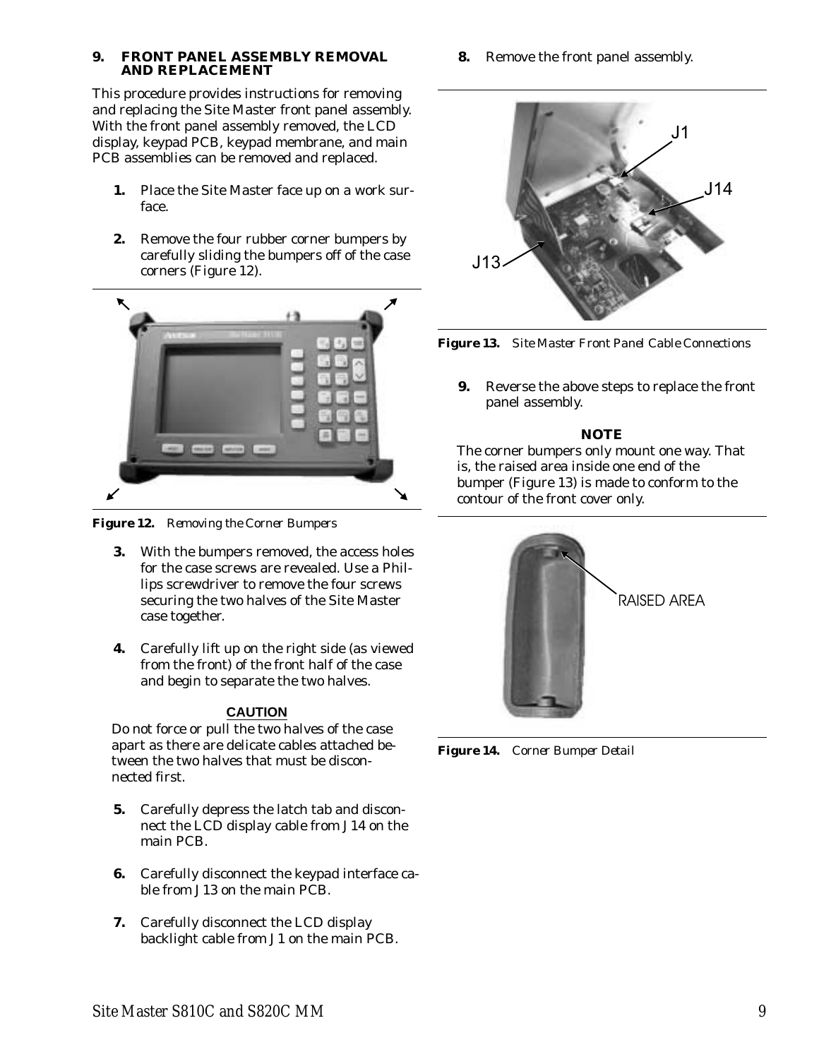### 9. FRONT PANEL ASSEMBLY REMOVAL AND REPLACEMENT

This procedure provides instructions for removing and replacing the Site Master front panel assembly. With the front panel assembly removed, the LCD display, keypad PCB, keypad membrane, and main PCB assemblies can be removed and replaced.

1. Place the Site Master face up on a work surface.

2. Remove the four rubber corner bumpers by carefully sliding the bumpers off of the case corners (Figure 12).

**Figure 12.** *Removing the Corner Bumpers*

3. With the bumpers removed, the access holes for the case screws are revealed. Use a Phillips screwdriver to remove the four screws securing the two halves of the Site Master case together.

4. Carefully lift up on the right side (as viewed from the front) of the front half of the case and begin to separate the two halves.

**CAUTION**

Do not force or pull the two halves of the case apart as there are delicate cables attached between the two halves that must be disconnected first.

5. Carefully depress the latch tab and disconnect the LCD display cable from J14 on the main PCB.

6. Carefully disconnect the keypad interface cable from J13 on the main PCB.

7. Carefully disconnect the LCD display backlight cable from J1 on the main PCB.

8. Remove the front panel assembly.

**Figure 13.** *Site Master Front Panel Cable Connections*

9. Reverse the above steps to replace the front panel assembly.

**NOTE**

The corner bumpers only mount one way. That is, the raised area inside one end of the bumper (Figure 13) is made to conform to the contour of the front cover only.

**Figure 14.** *Corner Bumper Detail*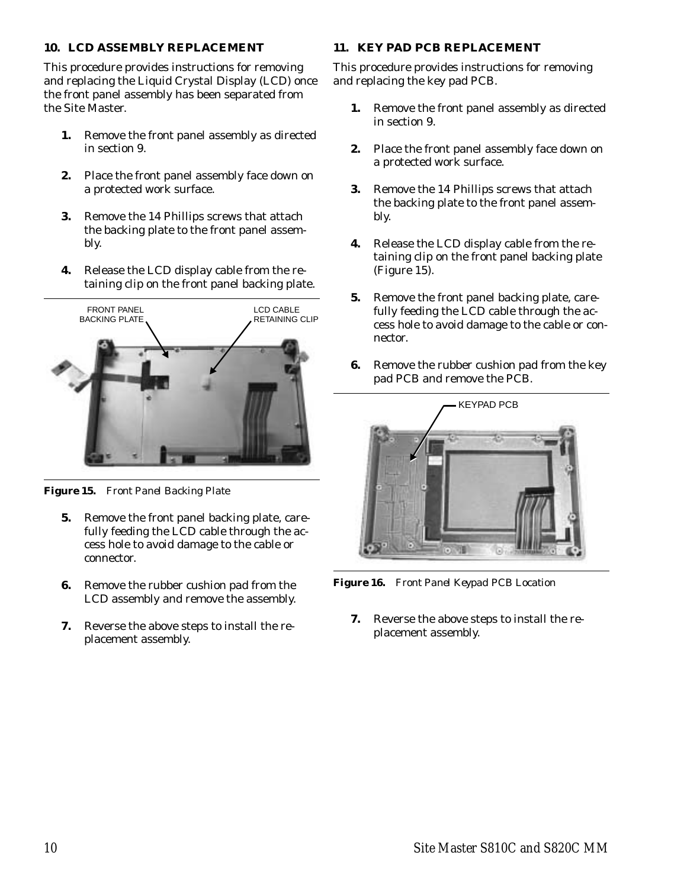## 10. LCD ASSEMBLY REPLACEMENT

This procedure provides instructions for removing and replacing the Liquid Crystal Display (LCD) once the front panel assembly has been separated from the Site Master.

1. Remove the front panel assembly as directed in section 9.
2. Place the front panel assembly face down on a protected work surface.
3. Remove the 14 Phillips screws that attach the backing plate to the front panel assembly.
4. Release the LCD display cable from the retaining clip on the front panel backing plate.

FRONT PANEL BACKING PLATE

LCD CABLE RETAINING CLIP

**Figure 15.** *Front Panel Backing Plate*

5. Remove the front panel backing plate, carefully feeding the LCD cable through the access hole to avoid damage to the cable or connector.
6. Remove the rubber cushion pad from the LCD assembly and remove the assembly.
7. Reverse the above steps to install the replacement assembly.

## 11. KEY PAD PCB REPLACEMENT

This procedure provides instructions for removing and replacing the key pad PCB.

1. Remove the front panel assembly as directed in section 9.
2. Place the front panel assembly face down on a protected work surface.
3. Remove the 14 Phillips screws that attach the backing plate to the front panel assembly.
4. Release the LCD display cable from the retaining clip on the front panel backing plate (Figure 15).
5. Remove the front panel backing plate, carefully feeding the LCD cable through the access hole to avoid damage to the cable or connector.
6. Remove the rubber cushion pad from the key pad PCB and remove the PCB.

KEYPAD PCB

**Figure 16.** *Front Panel Keypad PCB Location*

7. Reverse the above steps to install the replacement assembly.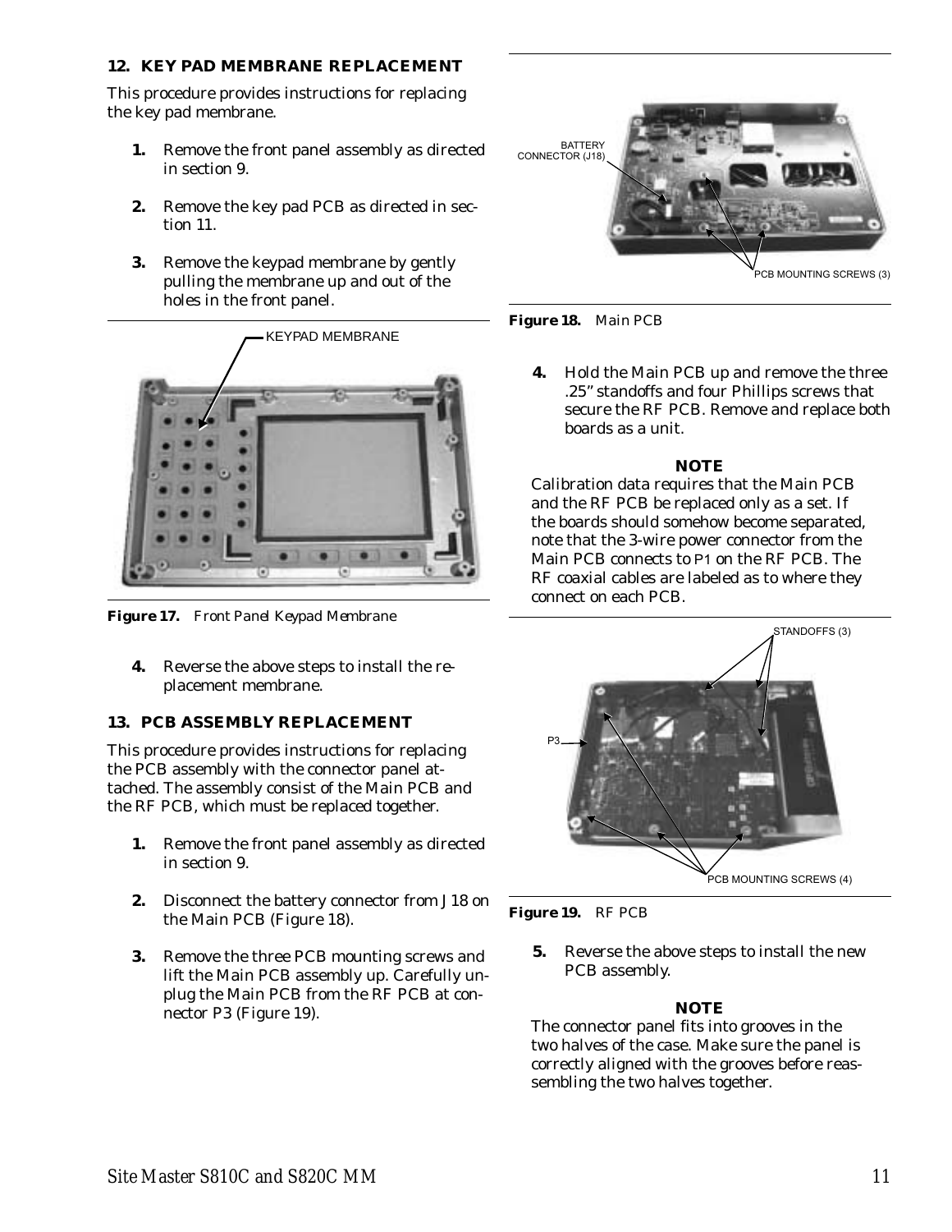## 12. KEY PAD MEMBRANE REPLACEMENT

This procedure provides instructions for replacing the key pad membrane.

1. Remove the front panel assembly as directed in section 9.

2. Remove the key pad PCB as directed in section 11.

3. Remove the keypad membrane by gently pulling the membrane up and out of the holes in the front panel.

**Figure 17.** Front Panel Keypad Membrane

4. Reverse the above steps to install the replacement membrane.

## 13. PCB ASSEMBLY REPLACEMENT

This procedure provides instructions for replacing the PCB assembly with the connector panel attached. The assembly consist of the Main PCB and the RF PCB, which must be replaced together.

1. Remove the front panel assembly as directed in section 9.

2. Disconnect the battery connector from J18 on the Main PCB (Figure 18).

3. Remove the three PCB mounting screws and lift the Main PCB assembly up. Carefully unplug the Main PCB from the RF PCB at connector P3 (Figure 19).

**Figure 18.** Main PCB

4. Hold the Main PCB up and remove the three .25" standoffs and four Phillips screws that secure the RF PCB. Remove and replace both boards as a unit.

**NOTE**

Calibration data requires that the Main PCB and the RF PCB be replaced only as a set. If the boards should somehow become separated, note that the 3-wire power connector from the Main PCB connects to P1 on the RF PCB. The RF coaxial cables are labeled as to where they connect on each PCB.

**Figure 19.** RF PCB

5. Reverse the above steps to install the new PCB assembly.

**NOTE**

The connector panel fits into grooves in the two halves of the case. Make sure the panel is correctly aligned with the grooves before reassembling the two halves together.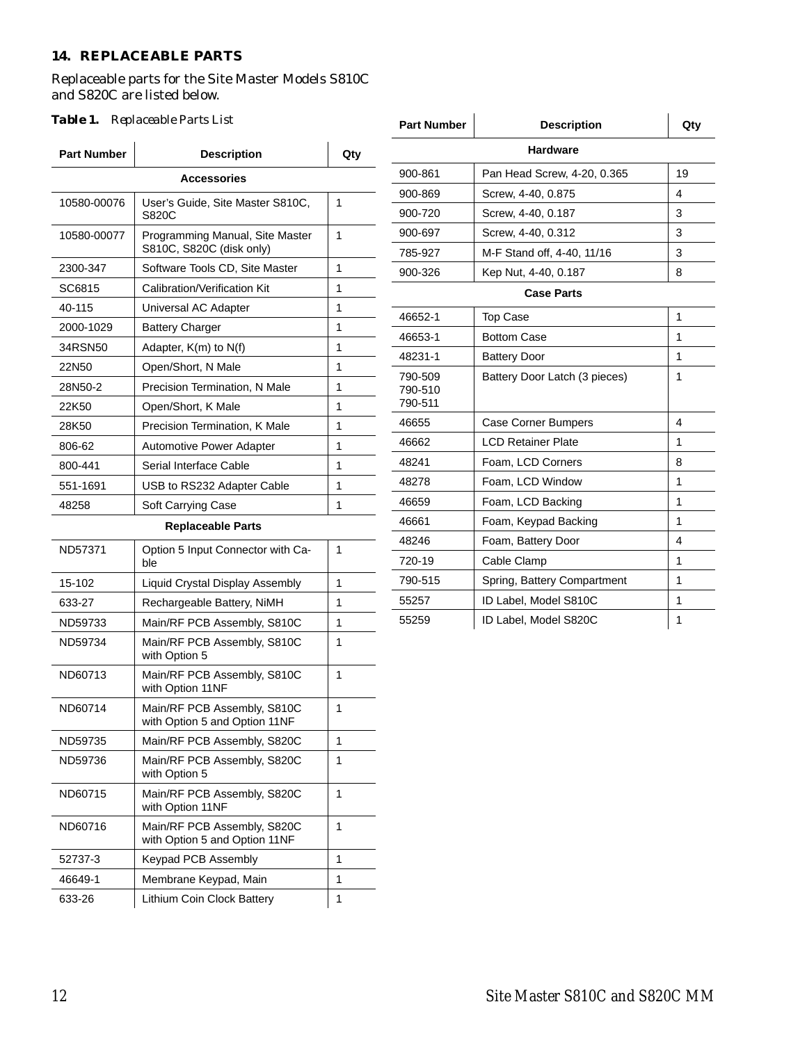## 14. REPLACEABLE PARTS

Replaceable parts for the Site Master Models S810C and S820C are listed below.

**Table 1.** *Replaceable Parts List*

| Part Number | Description | Qty |
|---|---|---|
| **Accessories** | | |
| 10580-00076 | User's Guide, Site Master S810C, S820C | 1 |
| 10580-00077 | Programming Manual, Site Master S810C, S820C (disk only) | 1 |
| 2300-347 | Software Tools CD, Site Master | 1 |
| SC6815 | Calibration/Verification Kit | 1 |
| 40-115 | Universal AC Adapter | 1 |
| 2000-1029 | Battery Charger | 1 |
| 34RSN50 | Adapter, K(m) to N(f) | 1 |
| 22N50 | Open/Short, N Male | 1 |
| 28N50-2 | Precision Termination, N Male | 1 |
| 22K50 | Open/Short, K Male | 1 |
| 28K50 | Precision Termination, K Male | 1 |
| 806-62 | Automotive Power Adapter | 1 |
| 800-441 | Serial Interface Cable | 1 |
| 551-1691 | USB to RS232 Adapter Cable | 1 |
| 48258 | Soft Carrying Case | 1 |
| **Replaceable Parts** | | |
| ND57371 | Option 5 Input Connector with Cable | 1 |
| 15-102 | Liquid Crystal Display Assembly | 1 |
| 633-27 | Rechargeable Battery, NiMH | 1 |
| ND59733 | Main/RF PCB Assembly, S810C | 1 |
| ND59734 | Main/RF PCB Assembly, S810C with Option 5 | 1 |
| ND60713 | Main/RF PCB Assembly, S810C with Option 11NF | 1 |
| ND60714 | Main/RF PCB Assembly, S810C with Option 5 and Option 11NF | 1 |
| ND59735 | Main/RF PCB Assembly, S820C | 1 |
| ND59736 | Main/RF PCB Assembly, S820C with Option 5 | 1 |
| ND60715 | Main/RF PCB Assembly, S820C with Option 11NF | 1 |
| ND60716 | Main/RF PCB Assembly, S820C with Option 5 and Option 11NF | 1 |
| 52737-3 | Keypad PCB Assembly | 1 |
| 46649-1 | Membrane Keypad, Main | 1 |
| 633-26 | Lithium Coin Clock Battery | 1 |
| **Hardware** | | |
| 900-861 | Pan Head Screw, 4-20, 0.365 | 19 |
| 900-869 | Screw, 4-40, 0.875 | 4 |
| 900-720 | Screw, 4-40, 0.187 | 3 |
| 900-697 | Screw, 4-40, 0.312 | 3 |
| 785-927 | M-F Stand off, 4-40, 11/16 | 3 |
| 900-326 | Kep Nut, 4-40, 0.187 | 8 |
| **Case Parts** | | |
| 46652-1 | Top Case | 1 |
| 46653-1 | Bottom Case | 1 |
| 48231-1 | Battery Door | 1 |
| 790-509<br>790-510<br>790-511 | Battery Door Latch (3 pieces) | 1 |
| 46655 | Case Corner Bumpers | 4 |
| 46662 | LCD Retainer Plate | 1 |
| 48241 | Foam, LCD Corners | 8 |
| 48278 | Foam, LCD Window | 1 |
| 46659 | Foam, LCD Backing | 1 |
| 46661 | Foam, Keypad Backing | 1 |
| 48246 | Foam, Battery Door | 4 |
| 720-19 | Cable Clamp | 1 |
| 790-515 | Spring, Battery Compartment | 1 |
| 55257 | ID Label, Model S810C | 1 |
| 55259 | ID Label, Model S820C | 1 |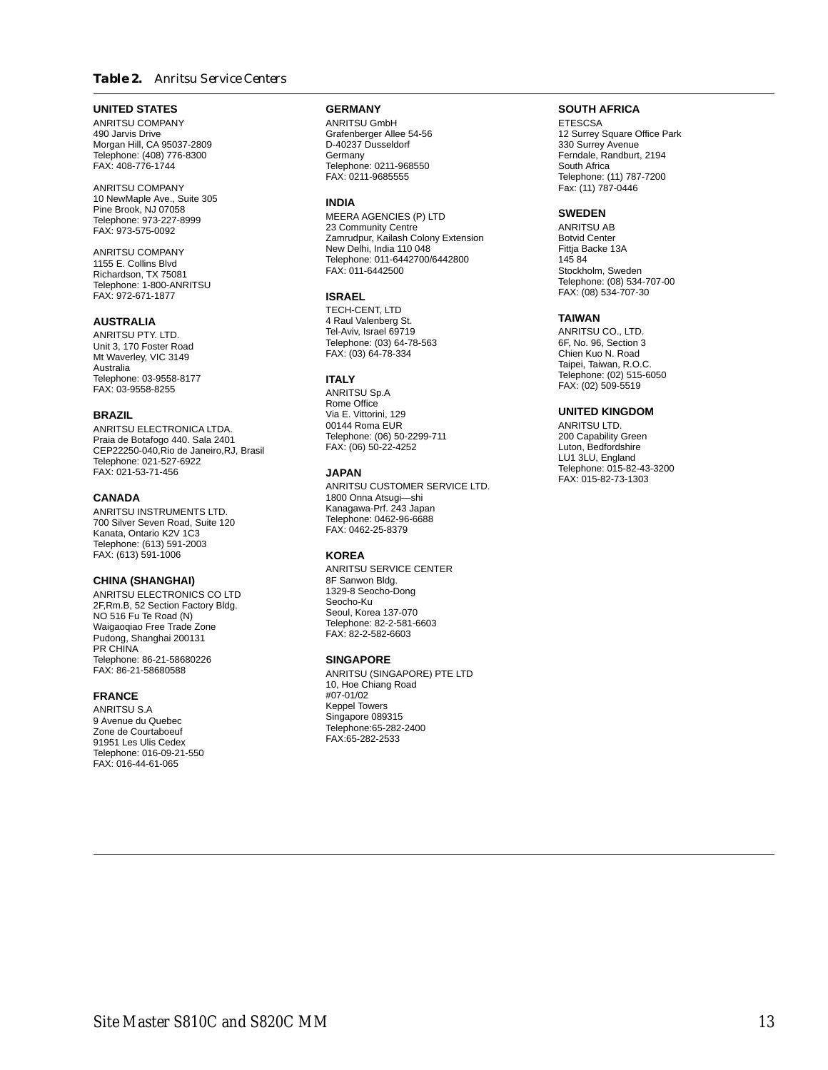**Table 2.** *Anritsu Service Centers*

**UNITED STATES**

ANRITSU COMPANY
490 Jarvis Drive
Morgan Hill, CA 95037-2809
Telephone: (408) 776-8300
FAX: 408-776-1744

ANRITSU COMPANY
10 NewMaple Ave., Suite 305
Pine Brook, NJ 07058
Telephone: 973-227-8999
FAX: 973-575-0092

ANRITSU COMPANY
1155 E. Collins Blvd
Richardson, TX 75081
Telephone: 1-800-ANRITSU
FAX: 972-671-1877

**AUSTRALIA**

ANRITSU PTY. LTD.
Unit 3, 170 Foster Road
Mt Waverley, VIC 3149
Australia
Telephone: 03-9558-8177
FAX: 03-9558-8255

**BRAZIL**

ANRITSU ELECTRONICA LTDA.
Praia de Botafogo 440. Sala 2401
CEP22250-040,Rio de Janeiro,RJ, Brasil
Telephone: 021-527-6922
FAX: 021-53-71-456

**CANADA**

ANRITSU INSTRUMENTS LTD.
700 Silver Seven Road, Suite 120
Kanata, Ontario K2V 1C3
Telephone: (613) 591-2003
FAX: (613) 591-1006

**CHINA (SHANGHAI)**

ANRITSU ELECTRONICS CO LTD
2F,Rm.B, 52 Section Factory Bldg.
NO 516 Fu Te Road (N)
Waigaoqiao Free Trade Zone
Pudong, Shanghai 200131
PR CHINA
Telephone: 86-21-58680226
FAX: 86-21-58680588

**FRANCE**

ANRITSU S.A
9 Avenue du Quebec
Zone de Courtaboeuf
91951 Les Ulis Cedex
Telephone: 016-09-21-550
FAX: 016-44-61-065

**GERMANY**

ANRITSU GmbH
Grafenberger Allee 54-56
D-40237 Dusseldorf
Germany
Telephone: 0211-968550
FAX: 0211-9685555

**INDIA**

MEERA AGENCIES (P) LTD
23 Community Centre
Zamrudpur, Kailash Colony Extension
New Delhi, India 110 048
Telephone: 011-6442700/6442800
FAX: 011-6442500

**ISRAEL**

TECH-CENT, LTD
4 Raul Valenberg St.
Tel-Aviv, Israel 69719
Telephone: (03) 64-78-563
FAX: (03) 64-78-334

**ITALY**

ANRITSU Sp.A
Rome Office
Via E. Vittorini, 129
00144 Roma EUR
Telephone: (06) 50-2299-711
FAX: (06) 50-22-4252

**JAPAN**

ANRITSU CUSTOMER SERVICE LTD.
1800 Onna Atsugi—shi
Kanagawa-Prf. 243 Japan
Telephone: 0462-96-6688
FAX: 0462-25-8379

**KOREA**

ANRITSU SERVICE CENTER
8F Sanwon Bldg.
1329-8 Seocho-Dong
Seocho-Ku
Seoul, Korea 137-070
Telephone: 82-2-581-6603
FAX: 82-2-582-6603

**SINGAPORE**

ANRITSU (SINGAPORE) PTE LTD
10, Hoe Chiang Road
#07-01/02
Keppel Towers
Singapore 089315
Telephone:65-282-2400
FAX:65-282-2533

**SOUTH AFRICA**

ETESCSA
12 Surrey Square Office Park
330 Surrey Avenue
Ferndale, Randburt, 2194
South Africa
Telephone: (11) 787-7200
Fax: (11) 787-0446

**SWEDEN**

ANRITSU AB
Botvid Center
Fittja Backe 13A
145 84
Stockholm, Sweden
Telephone: (08) 534-707-00
FAX: (08) 534-707-30

**TAIWAN**

ANRITSU CO., LTD.
6F, No. 96, Section 3
Chien Kuo N. Road
Taipei, Taiwan, R.O.C.
Telephone: (02) 515-6050
FAX: (02) 509-5519

**UNITED KINGDOM**

ANRITSU LTD.
200 Capability Green
Luton, Bedfordshire
LU1 3LU, England
Telephone: 015-82-43-3200
FAX: 015-82-73-1303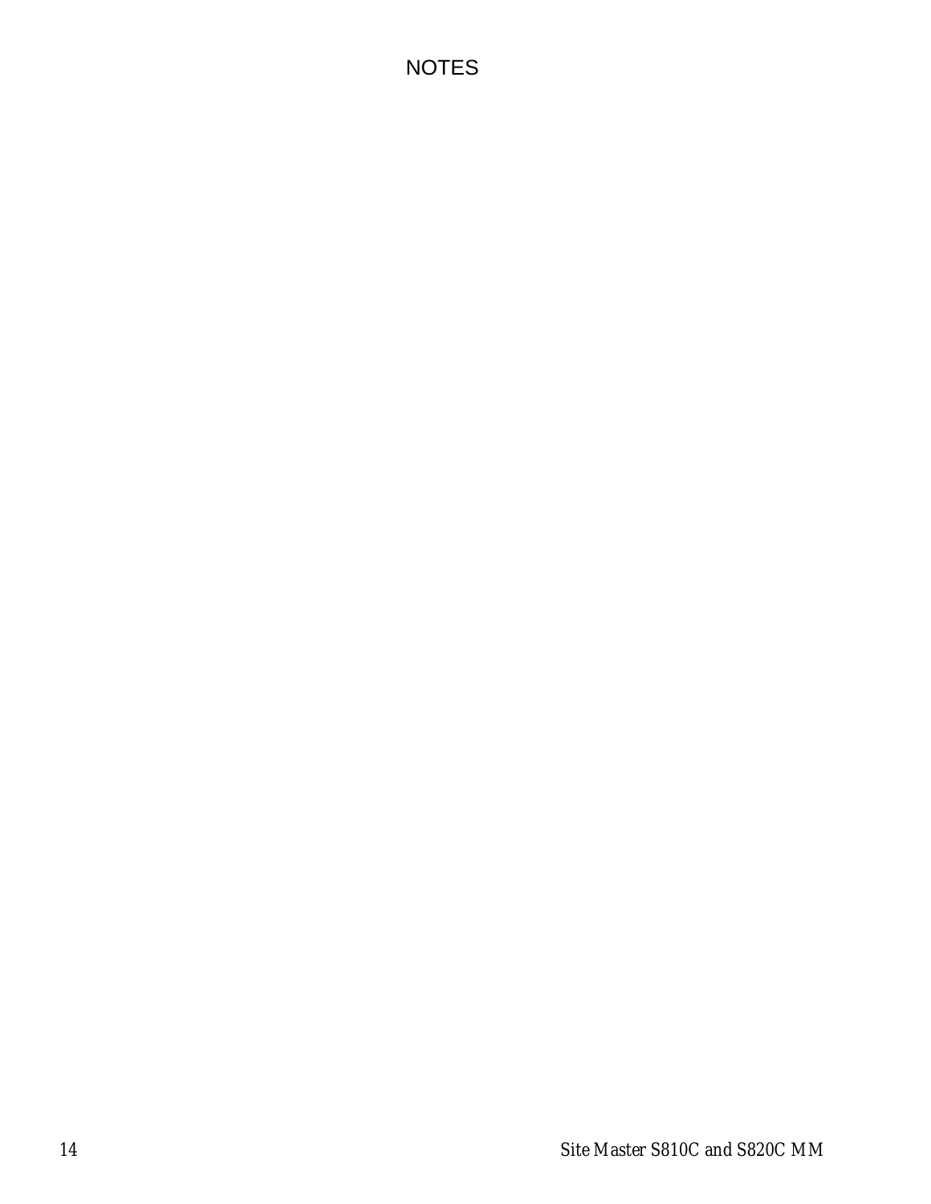NOTES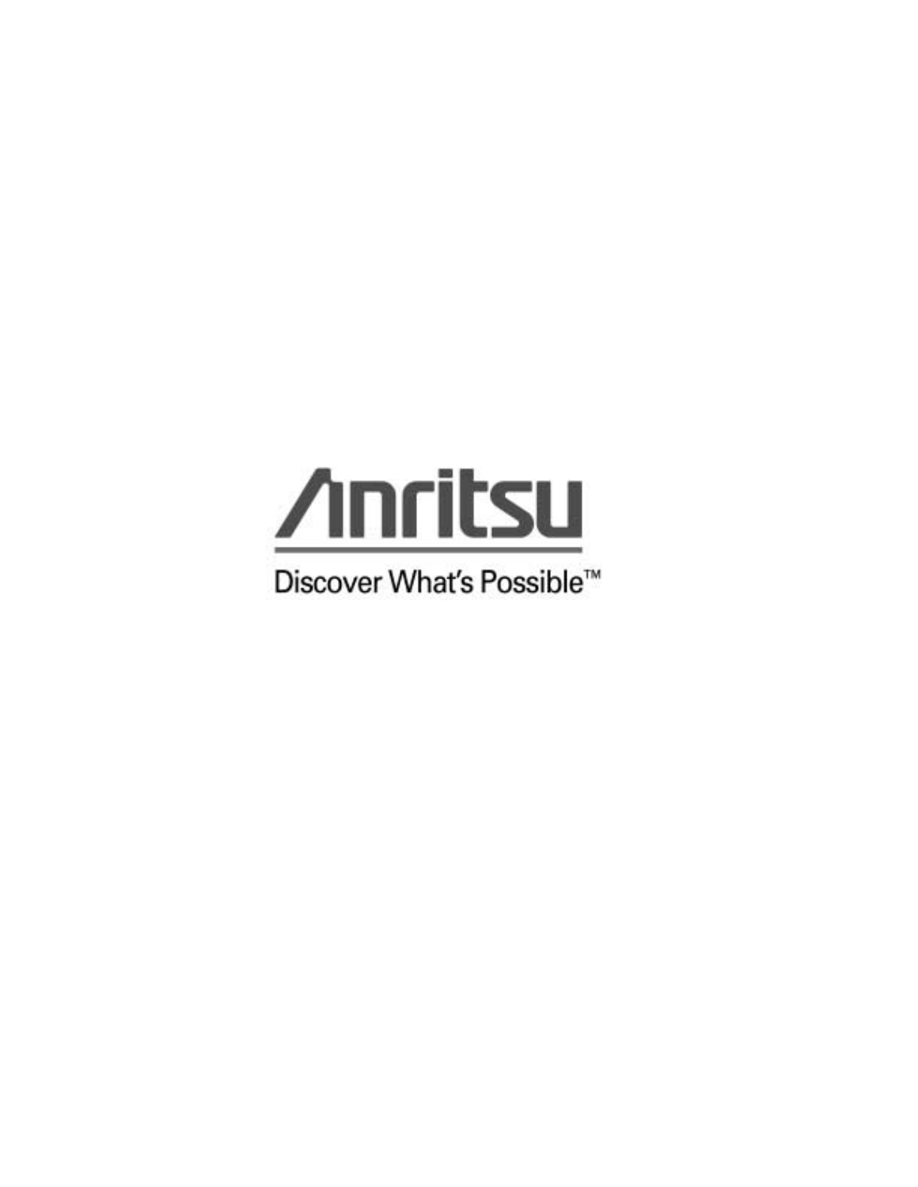Anritsu

Discover What's Possible™